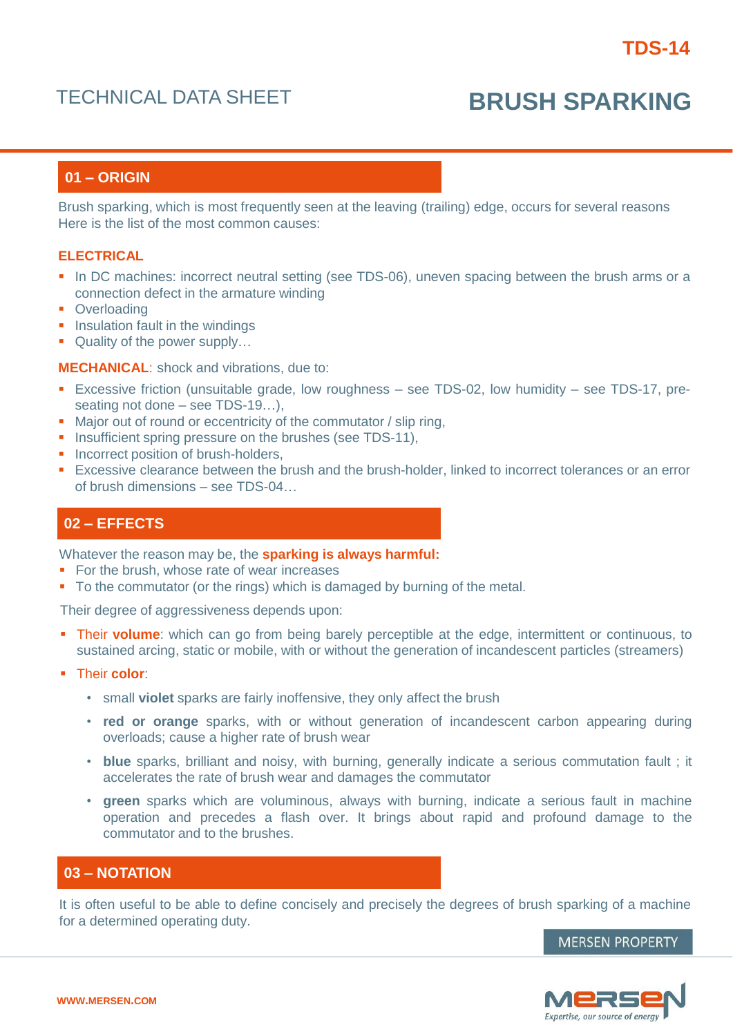TDS-14

TECHNICAL DATA SHEET

# BRUSH SPARKING

## 01 – ORIGIN

Brush sparking, which is most frequently seen at the leaving (trailing) edge, occurs for several reasons Here is the list of the most common causes:

### ELECTRICAL

- In DC machines: incorrect neutral setting (see TDS-06), uneven spacing between the brush arms or a connection defect in the armature winding
- Overloading
- Insulation fault in the windings
- Quality of the power supply…

**MECHANICAL**: shock and vibrations, due to:

- Excessive friction (unsuitable grade, low roughness – see TDS-02, low humidity – see TDS-17, pre-seating not done – see TDS-19…),
- Major out of round or eccentricity of the commutator / slip ring,
- Insufficient spring pressure on the brushes (see TDS-11),
- Incorrect position of brush-holders,
- Excessive clearance between the brush and the brush-holder, linked to incorrect tolerances or an error of brush dimensions – see TDS-04…

## 02 – EFFECTS

Whatever the reason may be, the **sparking is always harmful:**

- For the brush, whose rate of wear increases
- To the commutator (or the rings) which is damaged by burning of the metal.

Their degree of aggressiveness depends upon:

- Their **volume**: which can go from being barely perceptible at the edge, intermittent or continuous, to sustained arcing, static or mobile, with or without the generation of incandescent particles (streamers)
- Their **color**:
  - small **violet** sparks are fairly inoffensive, they only affect the brush
  - **red or orange** sparks, with or without generation of incandescent carbon appearing during overloads; cause a higher rate of brush wear
  - **blue** sparks, brilliant and noisy, with burning, generally indicate a serious commutation fault ; it accelerates the rate of brush wear and damages the commutator
  - **green** sparks which are voluminous, always with burning, indicate a serious fault in machine operation and precedes a flash over. It brings about rapid and profound damage to the commutator and to the brushes.

## 03 – NOTATION

It is often useful to be able to define concisely and precisely the degrees of brush sparking of a machine for a determined operating duty.

MERSEN PROPERTY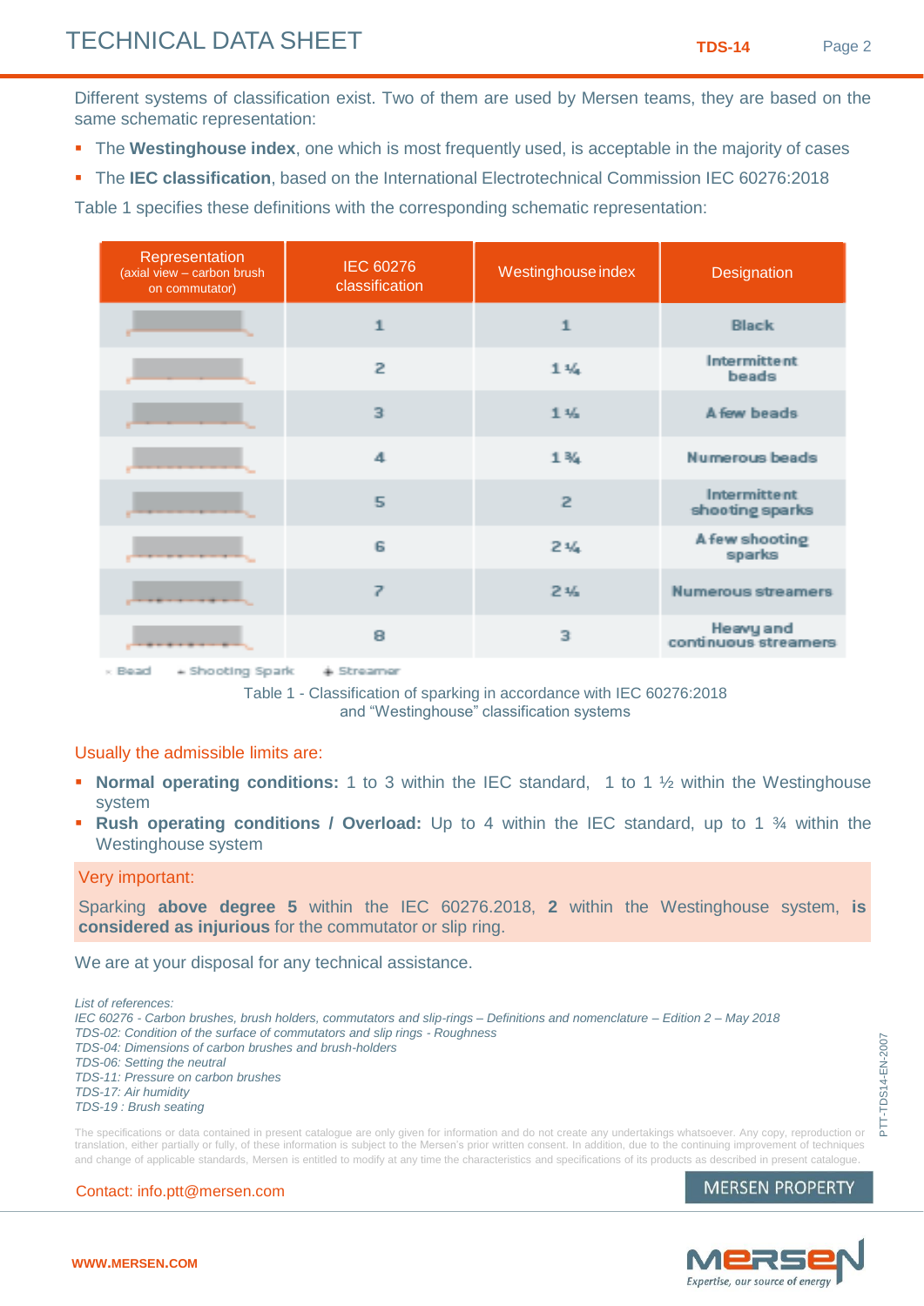Different systems of classification exist. Two of them are used by Mersen teams, they are based on the same schematic representation:

- The **Westinghouse index**, one which is most frequently used, is acceptable in the majority of cases
- The **IEC classification**, based on the International Electrotechnical Commission IEC 60276:2018

Table 1 specifies these definitions with the corresponding schematic representation:

| Representation (axial view – carbon brush on commutator) | IEC 60276 classification | Westinghouse index | Designation |
|---|---|---|---|
| | 1 | 1 | Black |
| | 2 | 1 ¼ | Intermittent beads |
| | 3 | 1 ½ | A few beads |
| | 4 | 1 ¾ | Numerous beads |
| | 5 | 2 | Intermittent shooting sparks |
| | 6 | 2 ¼ | A few shooting sparks |
| | 7 | 2 ½ | Numerous streamers |
| | 8 | 3 | Heavy and continuous streamers |

· Bead   - Shooting Spark   + Streamer

Table 1 - Classification of sparking in accordance with IEC 60276:2018 and "Westinghouse" classification systems

Usually the admissible limits are:

- **Normal operating conditions:** 1 to 3 within the IEC standard, 1 to 1 ½ within the Westinghouse system
- **Rush operating conditions / Overload:** Up to 4 within the IEC standard, up to 1 ¾ within the Westinghouse system

Very important:

Sparking **above degree 5** within the IEC 60276.2018, **2** within the Westinghouse system, **is considered as injurious** for the commutator or slip ring.

We are at your disposal for any technical assistance.

*List of references:*
*IEC 60276 - Carbon brushes, brush holders, commutators and slip-rings – Definitions and nomenclature – Edition 2 – May 2018*
*TDS-02: Condition of the surface of commutators and slip rings - Roughness*
*TDS-04: Dimensions of carbon brushes and brush-holders*
*TDS-06: Setting the neutral*
*TDS-11: Pressure on carbon brushes*
*TDS-17: Air humidity*
*TDS-19 : Brush seating*

The specifications or data contained in present catalogue are only given for information and do not create any undertakings whatsoever. Any copy, reproduction or translation, either partially or fully, of these information is subject to the Mersen's prior written consent. In addition, due to the continuing improvement of techniques and change of applicable standards, Mersen is entitled to modify at any time the characteristics and specifications of its products as described in present catalogue.

Contact: info.ptt@mersen.com

MERSEN PROPERTY